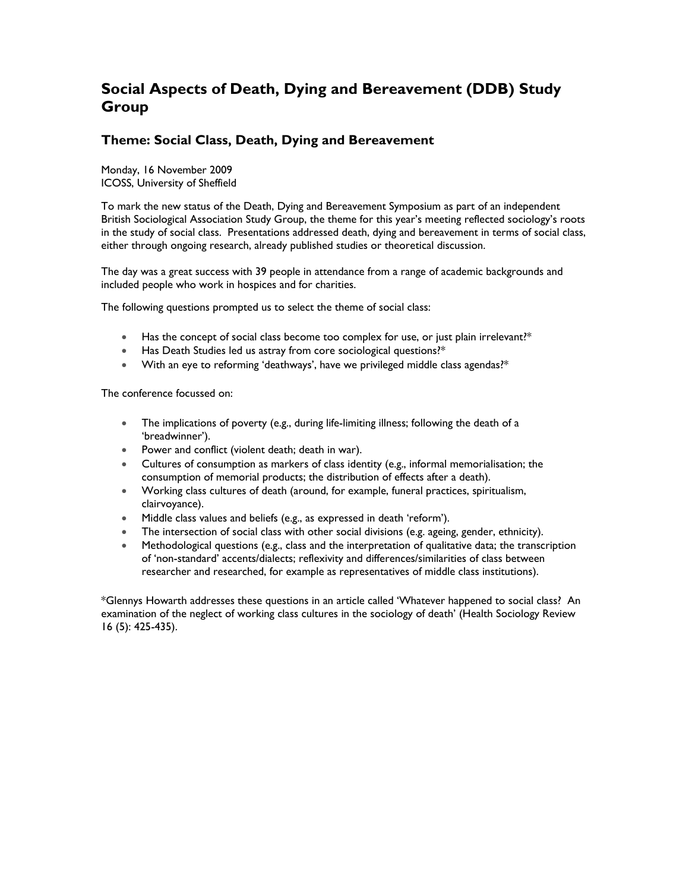# Social Aspects of Death, Dying and Bereavement (DDB) Study Group

## Theme: Social Class, Death, Dying and Bereavement

Monday, 16 November 2009
ICOSS, University of Sheffield

To mark the new status of the Death, Dying and Bereavement Symposium as part of an independent British Sociological Association Study Group, the theme for this year's meeting reflected sociology's roots in the study of social class. Presentations addressed death, dying and bereavement in terms of social class, either through ongoing research, already published studies or theoretical discussion.

The day was a great success with 39 people in attendance from a range of academic backgrounds and included people who work in hospices and for charities.

The following questions prompted us to select the theme of social class:

- Has the concept of social class become too complex for use, or just plain irrelevant?*
- Has Death Studies led us astray from core sociological questions?*
- With an eye to reforming 'deathways', have we privileged middle class agendas?*

The conference focussed on:

- The implications of poverty (e.g., during life-limiting illness; following the death of a 'breadwinner').
- Power and conflict (violent death; death in war).
- Cultures of consumption as markers of class identity (e.g., informal memorialisation; the consumption of memorial products; the distribution of effects after a death).
- Working class cultures of death (around, for example, funeral practices, spiritualism, clairvoyance).
- Middle class values and beliefs (e.g., as expressed in death 'reform').
- The intersection of social class with other social divisions (e.g. ageing, gender, ethnicity).
- Methodological questions (e.g., class and the interpretation of qualitative data; the transcription of 'non-standard' accents/dialects; reflexivity and differences/similarities of class between researcher and researched, for example as representatives of middle class institutions).

*Glennys Howarth addresses these questions in an article called 'Whatever happened to social class? An examination of the neglect of working class cultures in the sociology of death' (Health Sociology Review 16 (5): 425-435).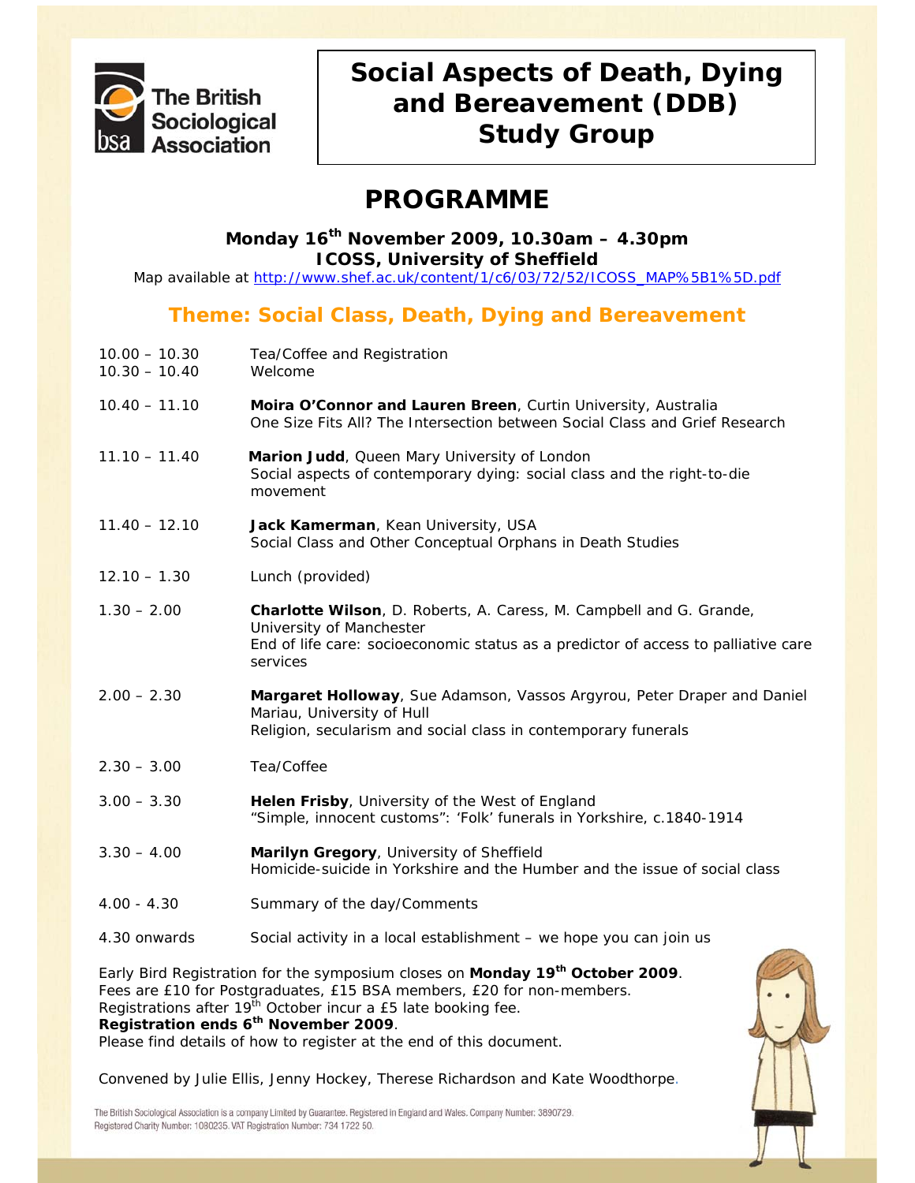The British Sociological Association

# Social Aspects of Death, Dying and Bereavement (DDB) Study Group

## PROGRAMME

**Monday 16th November 2009, 10.30am – 4.30pm**
**ICOSS, University of Sheffield**

Map available at http://www.shef.ac.uk/content/1/c6/03/72/52/ICOSS_MAP%5B1%5D.pdf

### Theme: Social Class, Death, Dying and Bereavement

| | |
|---|---|
| 10.00 – 10.30 | Tea/Coffee and Registration |
| 10.30 – 10.40 | Welcome |
| 10.40 – 11.10 | **Moira O'Connor and Lauren Breen**, Curtin University, Australia<br>One Size Fits All? The Intersection between Social Class and Grief Research |
| 11.10 – 11.40 | **Marion Judd**, Queen Mary University of London<br>Social aspects of contemporary dying: social class and the right-to-die movement |
| 11.40 – 12.10 | **Jack Kamerman**, Kean University, USA<br>Social Class and Other Conceptual Orphans in Death Studies |
| 12.10 – 1.30 | Lunch (provided) |
| 1.30 – 2.00 | **Charlotte Wilson**, D. Roberts, A. Caress, M. Campbell and G. Grande, University of Manchester<br>End of life care: socioeconomic status as a predictor of access to palliative care services |
| 2.00 – 2.30 | **Margaret Holloway**, Sue Adamson, Vassos Argyrou, Peter Draper and Daniel Mariau, University of Hull<br>Religion, secularism and social class in contemporary funerals |
| 2.30 – 3.00 | Tea/Coffee |
| 3.00 – 3.30 | **Helen Frisby**, University of the West of England<br>"Simple, innocent customs": 'Folk' funerals in Yorkshire, c.1840-1914 |
| 3.30 – 4.00 | **Marilyn Gregory**, University of Sheffield<br>Homicide-suicide in Yorkshire and the Humber and the issue of social class |
| 4.00 - 4.30 | Summary of the day/Comments |
| 4.30 onwards | Social activity in a local establishment – we hope you can join us |

Early Bird Registration for the symposium closes on **Monday 19th October 2009**.
Fees are £10 for Postgraduates, £15 BSA members, £20 for non-members.
Registrations after 19th October incur a £5 late booking fee.
**Registration ends 6th November 2009**.
Please find details of how to register at the end of this document.

Convened by Julie Ellis, Jenny Hockey, Therese Richardson and Kate Woodthorpe.

The British Sociological Association is a company Limited by Guarantee. Registered in England and Wales. Company Number: 3890729.
Registered Charity Number: 1080235. VAT Registration Number: 734 1722 50.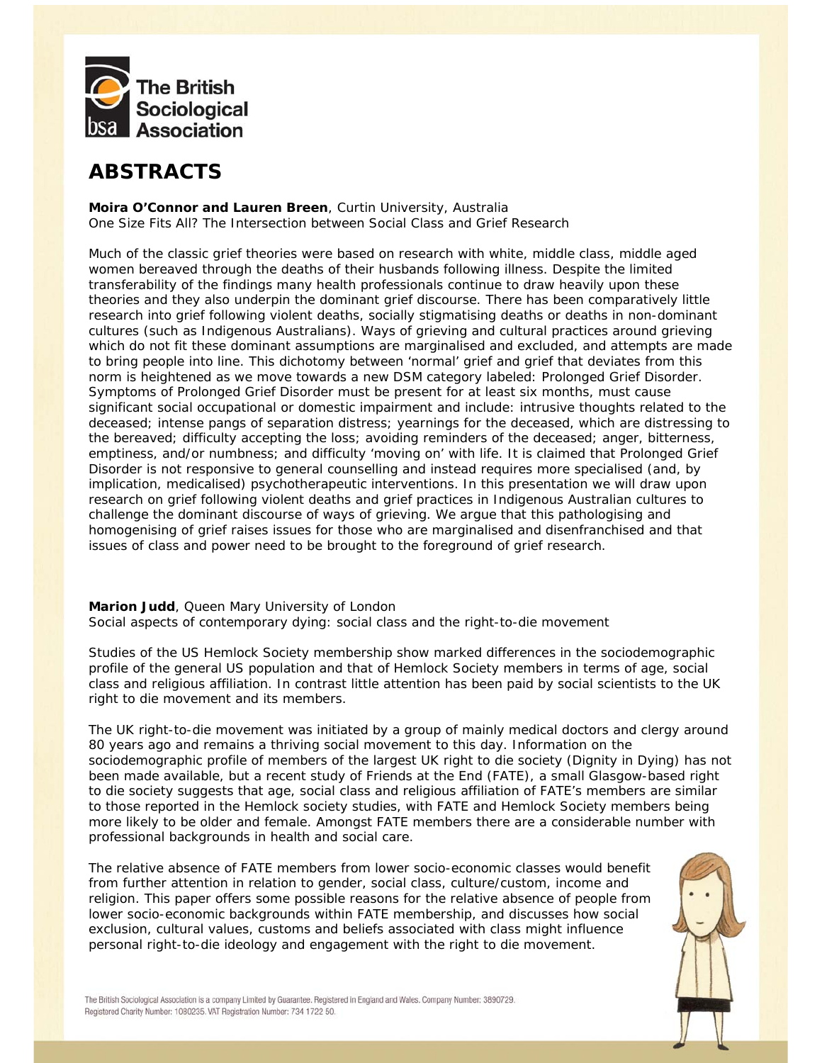# ABSTRACTS

**Moira O'Connor and Lauren Breen**, Curtin University, Australia
One Size Fits All? The Intersection between Social Class and Grief Research

Much of the classic grief theories were based on research with white, middle class, middle aged women bereaved through the deaths of their husbands following illness. Despite the limited transferability of the findings many health professionals continue to draw heavily upon these theories and they also underpin the dominant grief discourse. There has been comparatively little research into grief following violent deaths, socially stigmatising deaths or deaths in non-dominant cultures (such as Indigenous Australians). Ways of grieving and cultural practices around grieving which do not fit these dominant assumptions are marginalised and excluded, and attempts are made to bring people into line. This dichotomy between 'normal' grief and grief that deviates from this norm is heightened as we move towards a new DSM category labeled: Prolonged Grief Disorder. Symptoms of Prolonged Grief Disorder must be present for at least six months, must cause significant social occupational or domestic impairment and include: intrusive thoughts related to the deceased; intense pangs of separation distress; yearnings for the deceased, which are distressing to the bereaved; difficulty accepting the loss; avoiding reminders of the deceased; anger, bitterness, emptiness, and/or numbness; and difficulty 'moving on' with life. It is claimed that Prolonged Grief Disorder is not responsive to general counselling and instead requires more specialised (and, by implication, medicalised) psychotherapeutic interventions. In this presentation we will draw upon research on grief following violent deaths and grief practices in Indigenous Australian cultures to challenge the dominant discourse of ways of grieving. We argue that this pathologising and homogenising of grief raises issues for those who are marginalised and disenfranchised and that issues of class and power need to be brought to the foreground of grief research.

**Marion Judd**, Queen Mary University of London
Social aspects of contemporary dying: social class and the right-to-die movement

Studies of the US Hemlock Society membership show marked differences in the sociodemographic profile of the general US population and that of Hemlock Society members in terms of age, social class and religious affiliation. In contrast little attention has been paid by social scientists to the UK right to die movement and its members.

The UK right-to-die movement was initiated by a group of mainly medical doctors and clergy around 80 years ago and remains a thriving social movement to this day. Information on the sociodemographic profile of members of the largest UK right to die society (Dignity in Dying) has not been made available, but a recent study of Friends at the End (FATE), a small Glasgow-based right to die society suggests that age, social class and religious affiliation of FATE's members are similar to those reported in the Hemlock society studies, with FATE and Hemlock Society members being more likely to be older and female. Amongst FATE members there are a considerable number with professional backgrounds in health and social care.

The relative absence of FATE members from lower socio-economic classes would benefit from further attention in relation to gender, social class, culture/custom, income and religion. This paper offers some possible reasons for the relative absence of people from lower socio-economic backgrounds within FATE membership, and discusses how social exclusion, cultural values, customs and beliefs associated with class might influence personal right-to-die ideology and engagement with the right to die movement.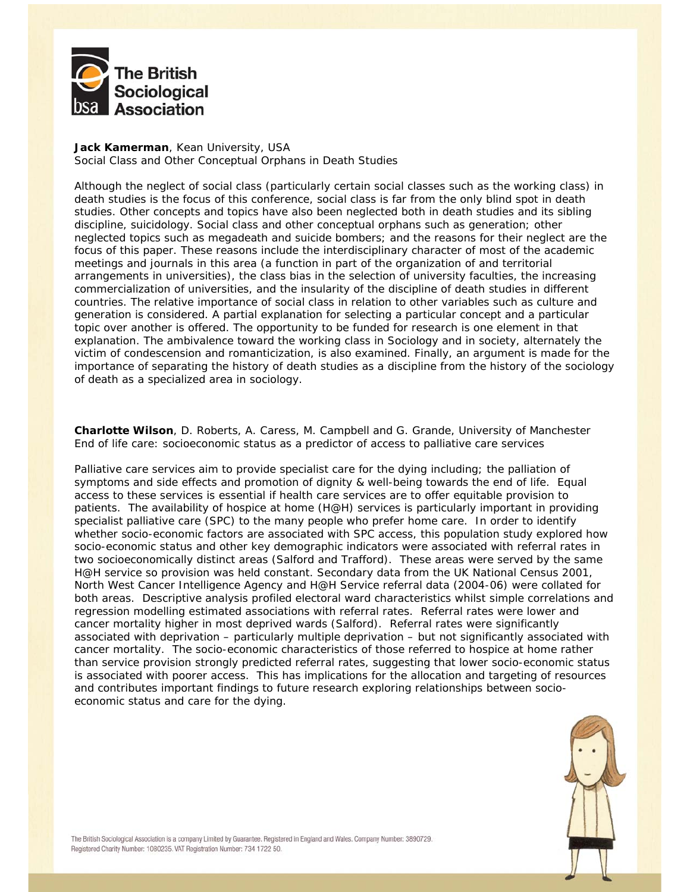**Jack Kamerman**, Kean University, USA
Social Class and Other Conceptual Orphans in Death Studies

Although the neglect of social class (particularly certain social classes such as the working class) in death studies is the focus of this conference, social class is far from the only blind spot in death studies. Other concepts and topics have also been neglected both in death studies and its sibling discipline, suicidology. Social class and other conceptual orphans such as generation; other neglected topics such as megadeath and suicide bombers; and the reasons for their neglect are the focus of this paper. These reasons include the interdisciplinary character of most of the academic meetings and journals in this area (a function in part of the organization of and territorial arrangements in universities), the class bias in the selection of university faculties, the increasing commercialization of universities, and the insularity of the discipline of death studies in different countries. The relative importance of social class in relation to other variables such as culture and generation is considered. A partial explanation for selecting a particular concept and a particular topic over another is offered. The opportunity to be funded for research is one element in that explanation. The ambivalence toward the working class in Sociology and in society, alternately the victim of condescension and romanticization, is also examined. Finally, an argument is made for the importance of separating the history of death studies as a discipline from the history of the sociology of death as a specialized area in sociology.

**Charlotte Wilson**, D. Roberts, A. Caress, M. Campbell and G. Grande, University of Manchester
End of life care: socioeconomic status as a predictor of access to palliative care services

Palliative care services aim to provide specialist care for the dying including; the palliation of symptoms and side effects and promotion of dignity & well-being towards the end of life. Equal access to these services is essential if health care services are to offer equitable provision to patients. The availability of hospice at home (H@H) services is particularly important in providing specialist palliative care (SPC) to the many people who prefer home care. In order to identify whether socio-economic factors are associated with SPC access, this population study explored how socio-economic status and other key demographic indicators were associated with referral rates in two socioeconomically distinct areas (Salford and Trafford). These areas were served by the same H@H service so provision was held constant. Secondary data from the UK National Census 2001, North West Cancer Intelligence Agency and H@H Service referral data (2004-06) were collated for both areas. Descriptive analysis profiled electoral ward characteristics whilst simple correlations and regression modelling estimated associations with referral rates. Referral rates were lower and cancer mortality higher in most deprived wards (Salford). Referral rates were significantly associated with deprivation – particularly multiple deprivation – but not significantly associated with cancer mortality. The socio-economic characteristics of those referred to hospice at home rather than service provision strongly predicted referral rates, suggesting that lower socio-economic status is associated with poorer access. This has implications for the allocation and targeting of resources and contributes important findings to future research exploring relationships between socio-economic status and care for the dying.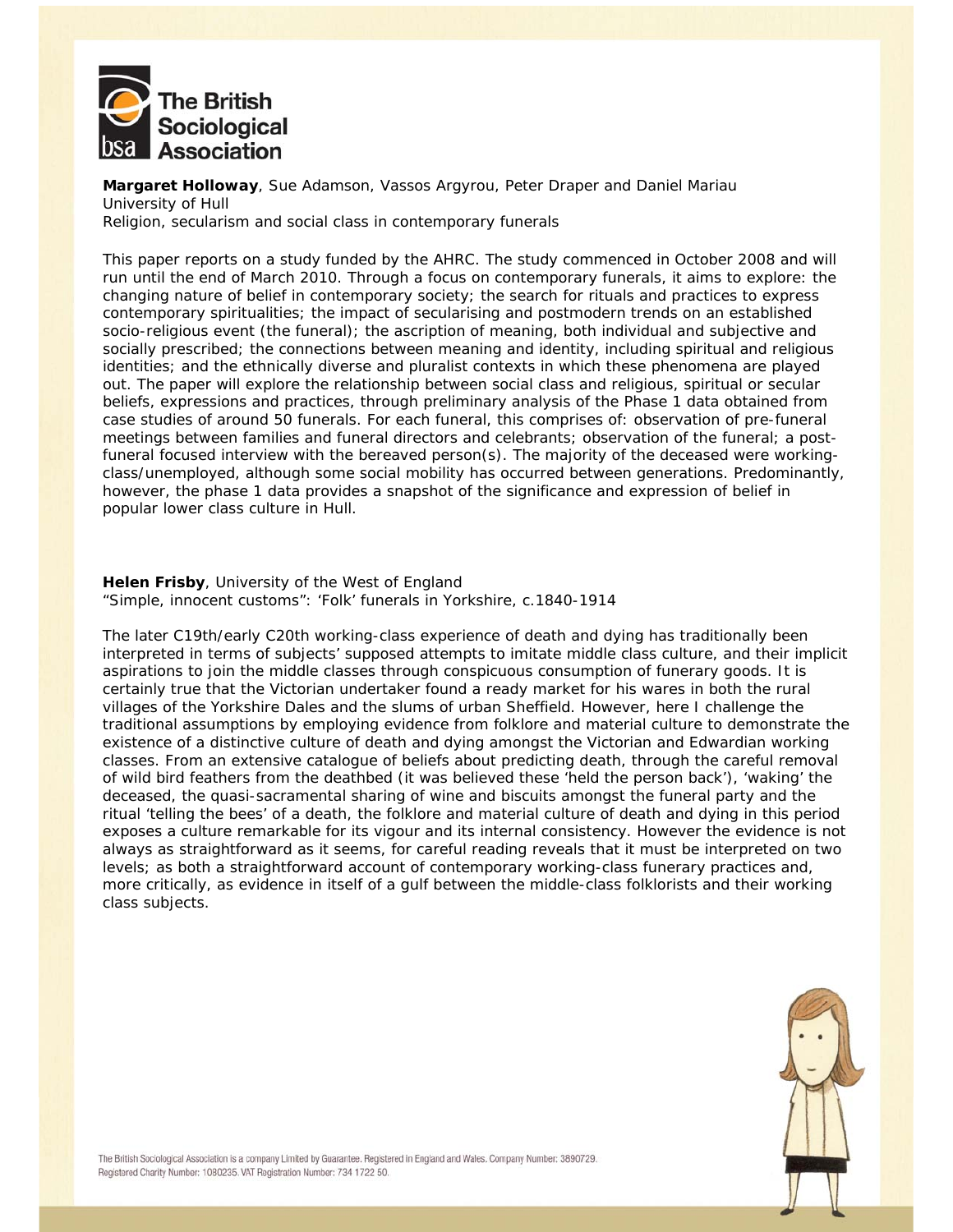**Margaret Holloway**, Sue Adamson, Vassos Argyrou, Peter Draper and Daniel Mariau
University of Hull
Religion, secularism and social class in contemporary funerals

This paper reports on a study funded by the AHRC. The study commenced in October 2008 and will run until the end of March 2010. Through a focus on contemporary funerals, it aims to explore: the changing nature of belief in contemporary society; the search for rituals and practices to express contemporary spiritualities; the impact of secularising and postmodern trends on an established socio-religious event (the funeral); the ascription of meaning, both individual and subjective and socially prescribed; the connections between meaning and identity, including spiritual and religious identities; and the ethnically diverse and pluralist contexts in which these phenomena are played out. The paper will explore the relationship between social class and religious, spiritual or secular beliefs, expressions and practices, through preliminary analysis of the Phase 1 data obtained from case studies of around 50 funerals. For each funeral, this comprises of: observation of pre-funeral meetings between families and funeral directors and celebrants; observation of the funeral; a post-funeral focused interview with the bereaved person(s). The majority of the deceased were working-class/unemployed, although some social mobility has occurred between generations. Predominantly, however, the phase 1 data provides a snapshot of the significance and expression of belief in popular lower class culture in Hull.

**Helen Frisby**, University of the West of England
"Simple, innocent customs": 'Folk' funerals in Yorkshire, c.1840-1914

The later C19th/early C20th working-class experience of death and dying has traditionally been interpreted in terms of subjects' supposed attempts to imitate middle class culture, and their implicit aspirations to join the middle classes through conspicuous consumption of funerary goods. It is certainly true that the Victorian undertaker found a ready market for his wares in both the rural villages of the Yorkshire Dales and the slums of urban Sheffield. However, here I challenge the traditional assumptions by employing evidence from folklore and material culture to demonstrate the existence of a distinctive culture of death and dying amongst the Victorian and Edwardian working classes. From an extensive catalogue of beliefs about predicting death, through the careful removal of wild bird feathers from the deathbed (it was believed these 'held the person back'), 'waking' the deceased, the quasi-sacramental sharing of wine and biscuits amongst the funeral party and the ritual 'telling the bees' of a death, the folklore and material culture of death and dying in this period exposes a culture remarkable for its vigour and its internal consistency. However the evidence is not always as straightforward as it seems, for careful reading reveals that it must be interpreted on two levels; as both a straightforward account of contemporary working-class funerary practices and, more critically, as evidence in itself of a gulf between the middle-class folklorists and their working class subjects.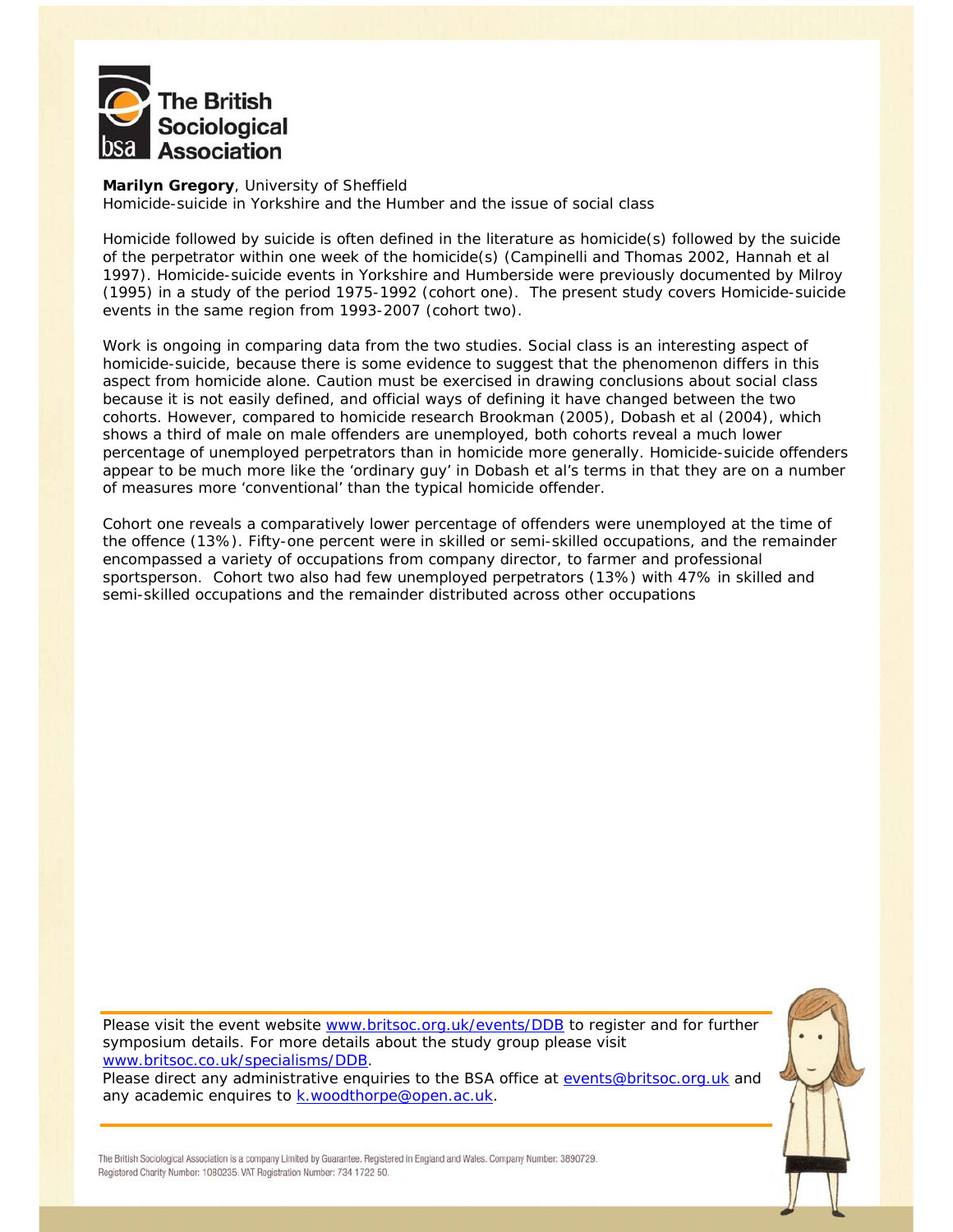**Marilyn Gregory**, University of Sheffield
Homicide-suicide in Yorkshire and the Humber and the issue of social class

Homicide followed by suicide is often defined in the literature as homicide(s) followed by the suicide of the perpetrator within one week of the homicide(s) (Campinelli and Thomas 2002, Hannah et al 1997). Homicide-suicide events in Yorkshire and Humberside were previously documented by Milroy (1995) in a study of the period 1975-1992 (cohort one). The present study covers Homicide-suicide events in the same region from 1993-2007 (cohort two).

Work is ongoing in comparing data from the two studies. Social class is an interesting aspect of homicide-suicide, because there is some evidence to suggest that the phenomenon differs in this aspect from homicide alone. Caution must be exercised in drawing conclusions about social class because it is not easily defined, and official ways of defining it have changed between the two cohorts. However, compared to homicide research Brookman (2005), Dobash et al (2004), which shows a third of male on male offenders are unemployed, both cohorts reveal a much lower percentage of unemployed perpetrators than in homicide more generally. Homicide-suicide offenders appear to be much more like the 'ordinary guy' in Dobash et al's terms in that they are on a number of measures more 'conventional' than the typical homicide offender.

Cohort one reveals a comparatively lower percentage of offenders were unemployed at the time of the offence (13%). Fifty-one percent were in skilled or semi-skilled occupations, and the remainder encompassed a variety of occupations from company director, to farmer and professional sportsperson. Cohort two also had few unemployed perpetrators (13%) with 47% in skilled and semi-skilled occupations and the remainder distributed across other occupations

Please visit the event website www.britsoc.org.uk/events/DDB to register and for further symposium details. For more details about the study group please visit www.britsoc.co.uk/specialisms/DDB.
Please direct any administrative enquiries to the BSA office at events@britsoc.org.uk and any academic enquires to k.woodthorpe@open.ac.uk.